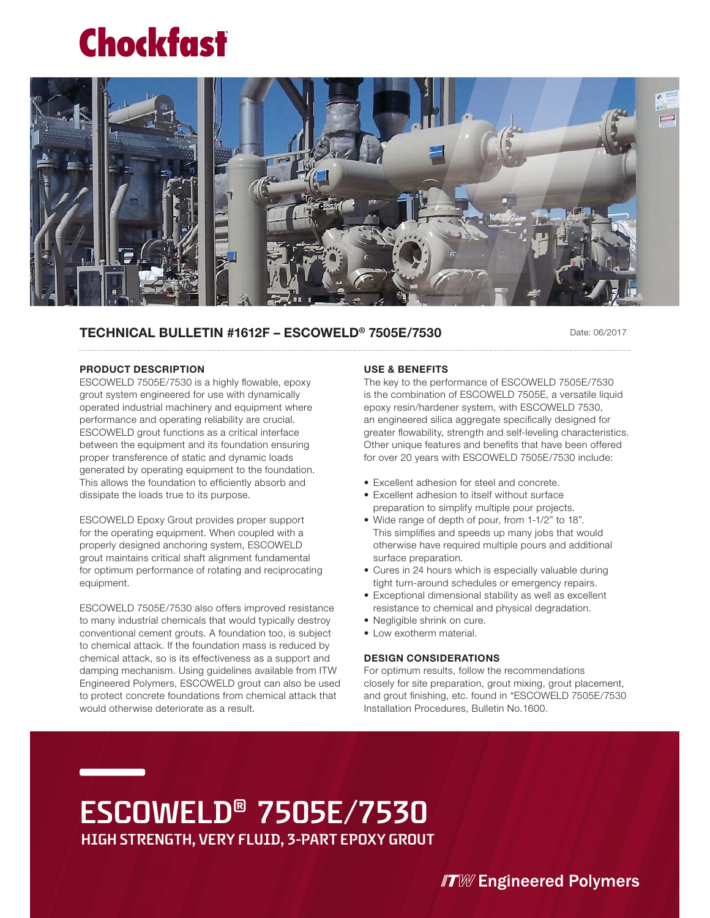# Chockfast

## TECHNICAL BULLETIN #1612F – ESCOWELD® 7505E/7530

Date: 06/2017

### PRODUCT DESCRIPTION

ESCOWELD 7505E/7530 is a highly flowable, epoxy grout system engineered for use with dynamically operated industrial machinery and equipment where performance and operating reliability are crucial. ESCOWELD grout functions as a critical interface between the equipment and its foundation ensuring proper transference of static and dynamic loads generated by operating equipment to the foundation. This allows the foundation to efficiently absorb and dissipate the loads true to its purpose.

ESCOWELD Epoxy Grout provides proper support for the operating equipment. When coupled with a properly designed anchoring system, ESCOWELD grout maintains critical shaft alignment fundamental for optimum performance of rotating and reciprocating equipment.

ESCOWELD 7505E/7530 also offers improved resistance to many industrial chemicals that would typically destroy conventional cement grouts. A foundation too, is subject to chemical attack. If the foundation mass is reduced by chemical attack, so is its effectiveness as a support and damping mechanism. Using guidelines available from ITW Engineered Polymers, ESCOWELD grout can also be used to protect concrete foundations from chemical attack that would otherwise deteriorate as a result.

### USE & BENEFITS

The key to the performance of ESCOWELD 7505E/7530 is the combination of ESCOWELD 7505E, a versatile liquid epoxy resin/hardener system, with ESCOWELD 7530, an engineered silica aggregate specifically designed for greater flowability, strength and self-leveling characteristics. Other unique features and benefits that have been offered for over 20 years with ESCOWELD 7505E/7530 include:

- Excellent adhesion for steel and concrete.
- Excellent adhesion to itself without surface preparation to simplify multiple pour projects.
- Wide range of depth of pour, from 1-1/2" to 18". This simplifies and speeds up many jobs that would otherwise have required multiple pours and additional surface preparation.
- Cures in 24 hours which is especially valuable during tight turn-around schedules or emergency repairs.
- Exceptional dimensional stability as well as excellent resistance to chemical and physical degradation.
- Negligible shrink on cure.
- Low exotherm material.

### DESIGN CONSIDERATIONS

For optimum results, follow the recommendations closely for site preparation, grout mixing, grout placement, and grout finishing, etc. found in "ESCOWELD 7505E/7530 Installation Procedures, Bulletin No.1600.

# ESCOWELD® 7505E/7530

## HIGH STRENGTH, VERY FLUID, 3-PART EPOXY GROUT

ITW Engineered Polymers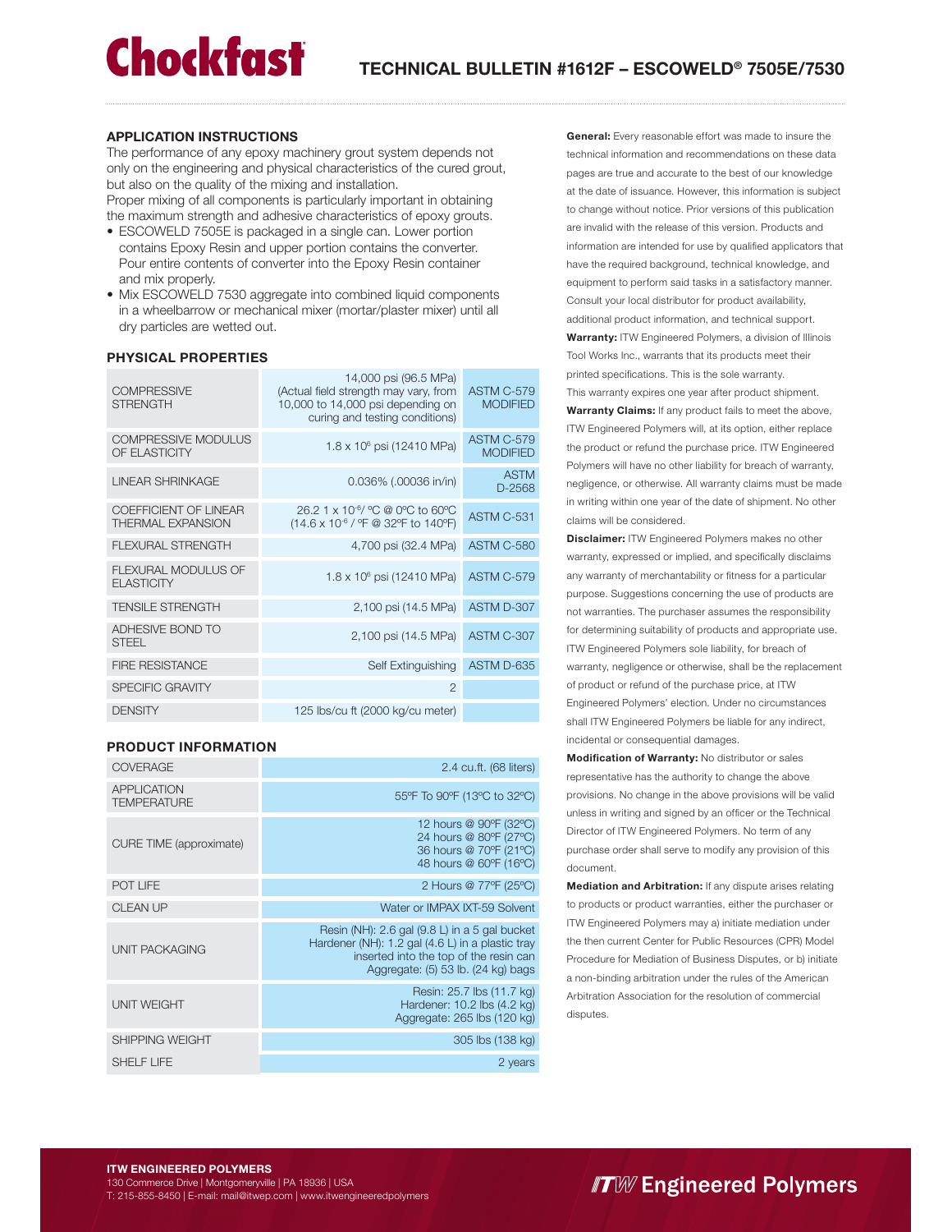Chockfast

# TECHNICAL BULLETIN #1612F – ESCOWELD® 7505E/7530

## APPLICATION INSTRUCTIONS

The performance of any epoxy machinery grout system depends not only on the engineering and physical characteristics of the cured grout, but also on the quality of the mixing and installation.

Proper mixing of all components is particularly important in obtaining the maximum strength and adhesive characteristics of epoxy grouts.

- ESCOWELD 7505E is packaged in a single can. Lower portion contains Epoxy Resin and upper portion contains the converter. Pour entire contents of converter into the Epoxy Resin container and mix properly.
- Mix ESCOWELD 7530 aggregate into combined liquid components in a wheelbarrow or mechanical mixer (mortar/plaster mixer) until all dry particles are wetted out.

## PHYSICAL PROPERTIES

| | | |
|---|---|---|
| COMPRESSIVE STRENGTH | 14,000 psi (96.5 MPa) (Actual field strength may vary, from 10,000 to 14,000 psi depending on curing and testing conditions) | ASTM C-579 MODIFIED |
| COMPRESSIVE MODULUS OF ELASTICITY | $1.8 \times 10^6$ psi (12410 MPa) | ASTM C-579 MODIFIED |
| LINEAR SHRINKAGE | 0.036% (.00036 in/in) | ASTM D-2568 |
| COEFFICIENT OF LINEAR THERMAL EXPANSION | 26.2 $1 \times 10^{-6}$/ ºC @ 0ºC to 60ºC ($14.6 \times 10^{-6}$ / ºF @ 32ºF to 140ºF) | ASTM C-531 |
| FLEXURAL STRENGTH | 4,700 psi (32.4 MPa) | ASTM C-580 |
| FLEXURAL MODULUS OF ELASTICITY | $1.8 \times 10^6$ psi (12410 MPa) | ASTM C-579 |
| TENSILE STRENGTH | 2,100 psi (14.5 MPa) | ASTM D-307 |
| ADHESIVE BOND TO STEEL | 2,100 psi (14.5 MPa) | ASTM C-307 |
| FIRE RESISTANCE | Self Extinguishing | ASTM D-635 |
| SPECIFIC GRAVITY | 2 | |
| DENSITY | 125 lbs/cu ft (2000 kg/cu meter) | |

## PRODUCT INFORMATION

| | |
|---|---|
| COVERAGE | 2.4 cu.ft. (68 liters) |
| APPLICATION TEMPERATURE | 55ºF To 90ºF (13ºC to 32ºC) |
| CURE TIME (approximate) | 12 hours @ 90ºF (32ºC)<br>24 hours @ 80ºF (27ºC)<br>36 hours @ 70ºF (21ºC)<br>48 hours @ 60ºF (16ºC) |
| POT LIFE | 2 Hours @ 77ºF (25ºC) |
| CLEAN UP | Water or IMPAX IXT-59 Solvent |
| UNIT PACKAGING | Resin (NH): 2.6 gal (9.8 L) in a 5 gal bucket<br>Hardener (NH): 1.2 gal (4.6 L) in a plastic tray inserted into the top of the resin can<br>Aggregate: (5) 53 lb. (24 kg) bags |
| UNIT WEIGHT | Resin: 25.7 lbs (11.7 kg)<br>Hardener: 10.2 lbs (4.2 kg)<br>Aggregate: 265 lbs (120 kg) |
| SHIPPING WEIGHT | 305 lbs (138 kg) |
| SHELF LIFE | 2 years |

**General:** Every reasonable effort was made to insure the technical information and recommendations on these data pages are true and accurate to the best of our knowledge at the date of issuance. However, this information is subject to change without notice. Prior versions of this publication are invalid with the release of this version. Products and information are intended for use by qualified applicators that have the required background, technical knowledge, and equipment to perform said tasks in a satisfactory manner. Consult your local distributor for product availability, additional product information, and technical support.

**Warranty:** ITW Engineered Polymers, a division of Illinois Tool Works Inc., warrants that its products meet their printed specifications. This is the sole warranty. This warranty expires one year after product shipment.

**Warranty Claims:** If any product fails to meet the above, ITW Engineered Polymers will, at its option, either replace the product or refund the purchase price. ITW Engineered Polymers will have no other liability for breach of warranty, negligence, or otherwise. All warranty claims must be made in writing within one year of the date of shipment. No other claims will be considered.

**Disclaimer:** ITW Engineered Polymers makes no other warranty, expressed or implied, and specifically disclaims any warranty of merchantability or fitness for a particular purpose. Suggestions concerning the use of products are not warranties. The purchaser assumes the responsibility for determining suitability of products and appropriate use. ITW Engineered Polymers sole liability, for breach of warranty, negligence or otherwise, shall be the replacement of product or refund of the purchase price, at ITW Engineered Polymers' election. Under no circumstances shall ITW Engineered Polymers be liable for any indirect, incidental or consequential damages.

**Modification of Warranty:** No distributor or sales representative has the authority to change the above provisions. No change in the above provisions will be valid unless in writing and signed by an officer or the Technical Director of ITW Engineered Polymers. No term of any purchase order shall serve to modify any provision of this document.

**Mediation and Arbitration:** If any dispute arises relating to products or product warranties, either the purchaser or ITW Engineered Polymers may a) initiate mediation under the then current Center for Public Resources (CPR) Model Procedure for Mediation of Business Disputes, or b) initiate a non-binding arbitration under the rules of the American Arbitration Association for the resolution of commercial disputes.

**ITW ENGINEERED POLYMERS**
130 Commerce Drive | Montgomeryville | PA 18936 | USA
T: 215-855-8450 | E-mail: mail@itwep.com | www.itwengineeredpolymers

ITW Engineered Polymers